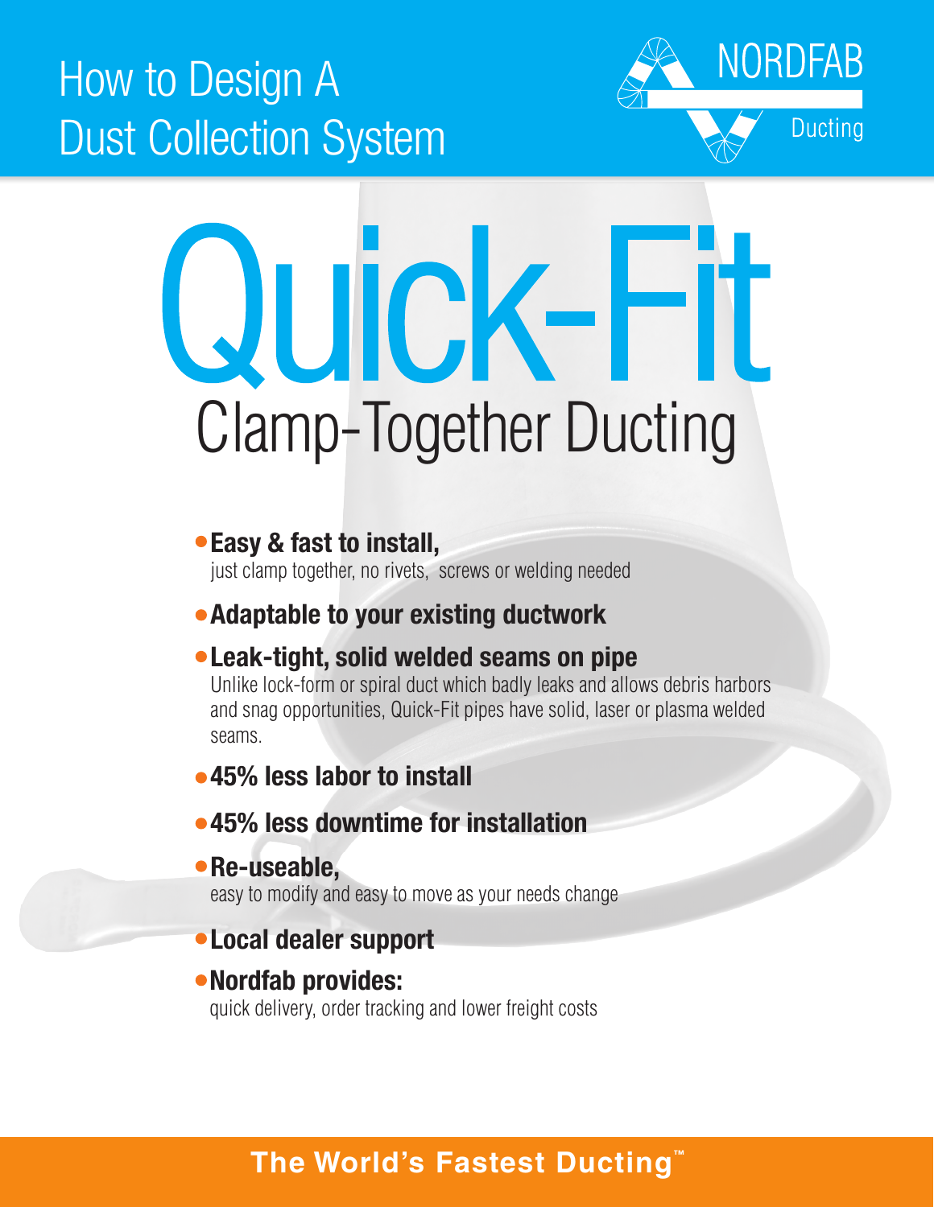# How to Design A Dust Collection System

NORDFAB Ducting

# Quick-Fit

## Clamp-Together Ducting

- **Easy & fast to install,**
  just clamp together, no rivets, screws or welding needed
- **Adaptable to your existing ductwork**
- **Leak-tight, solid welded seams on pipe**
  Unlike lock-form or spiral duct which badly leaks and allows debris harbors and snag opportunities, Quick-Fit pipes have solid, laser or plasma welded seams.
- **45% less labor to install**
- **45% less downtime for installation**
- **Re-useable,**
  easy to modify and easy to move as your needs change
- **Local dealer support**
- **Nordfab provides:**
  quick delivery, order tracking and lower freight costs

**The World's Fastest Ducting™**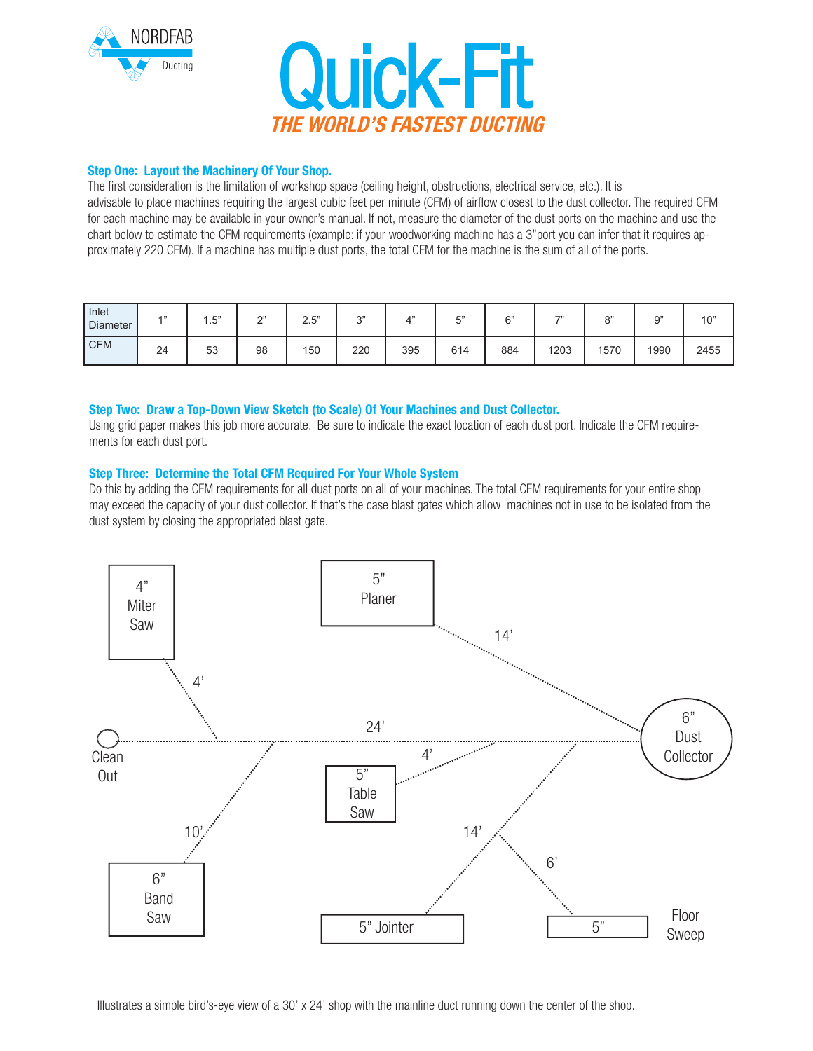# Quick-Fit

*THE WORLD'S FASTEST DUCTING*

### Step One: Layout the Machinery Of Your Shop.

The first consideration is the limitation of workshop space (ceiling height, obstructions, electrical service, etc.). It is advisable to place machines requiring the largest cubic feet per minute (CFM) of airflow closest to the dust collector. The required CFM for each machine may be available in your owner's manual. If not, measure the diameter of the dust ports on the machine and use the chart below to estimate the CFM requirements (example: if your woodworking machine has a 3"port you can infer that it requires approximately 220 CFM). If a machine has multiple dust ports, the total CFM for the machine is the sum of all of the ports.

| Inlet Diameter | 1" | 1.5" | 2" | 2.5" | 3" | 4" | 5" | 6" | 7" | 8" | 9" | 10" |
|---|---|---|---|---|---|---|---|---|---|---|---|---|
| CFM | 24 | 53 | 98 | 150 | 220 | 395 | 614 | 884 | 1203 | 1570 | 1990 | 2455 |

### Step Two: Draw a Top-Down View Sketch (to Scale) Of Your Machines and Dust Collector.

Using grid paper makes this job more accurate. Be sure to indicate the exact location of each dust port. Indicate the CFM requirements for each dust port.

### Step Three: Determine the Total CFM Required For Your Whole System

Do this by adding the CFM requirements for all dust ports on all of your machines. The total CFM requirements for your entire shop may exceed the capacity of your dust collector. If that's the case blast gates which allow machines not in use to be isolated from the dust system by closing the appropriated blast gate.

Illustrates a simple bird's-eye view of a 30' x 24' shop with the mainline duct running down the center of the shop.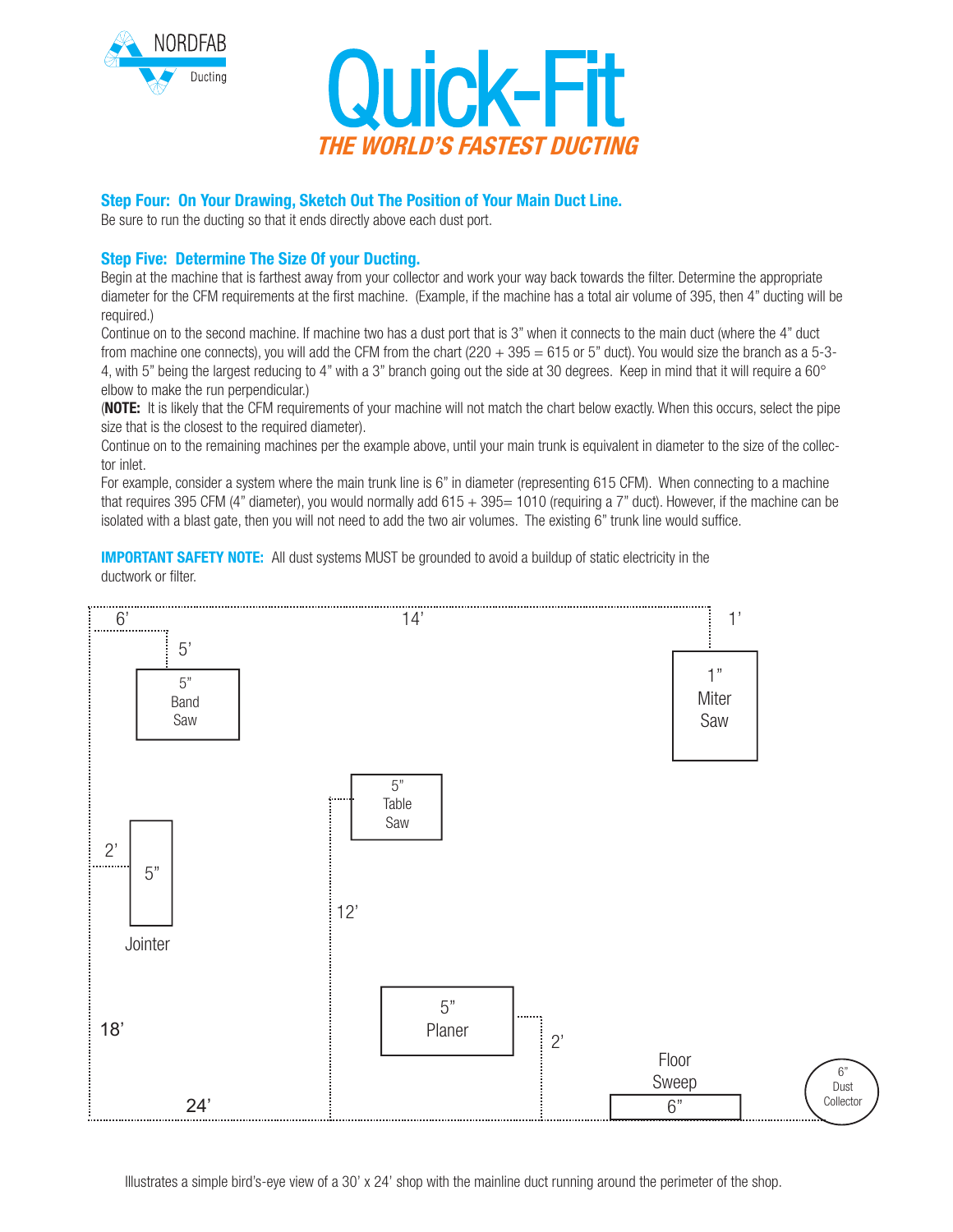# Quick-Fit

*THE WORLD'S FASTEST DUCTING*

### Step Four: On Your Drawing, Sketch Out The Position of Your Main Duct Line.

Be sure to run the ducting so that it ends directly above each dust port.

### Step Five: Determine The Size Of your Ducting.

Begin at the machine that is farthest away from your collector and work your way back towards the filter. Determine the appropriate diameter for the CFM requirements at the first machine. (Example, if the machine has a total air volume of 395, then 4" ducting will be required.)

Continue on to the second machine. If machine two has a dust port that is 3" when it connects to the main duct (where the 4" duct from machine one connects), you will add the CFM from the chart (220 + 395 = 615 or 5" duct). You would size the branch as a 5-3-4, with 5" being the largest reducing to 4" with a 3" branch going out the side at 30 degrees. Keep in mind that it will require a 60° elbow to make the run perpendicular.)

(**NOTE:** It is likely that the CFM requirements of your machine will not match the chart below exactly. When this occurs, select the pipe size that is the closest to the required diameter).

Continue on to the remaining machines per the example above, until your main trunk is equivalent in diameter to the size of the collector inlet.

For example, consider a system where the main trunk line is 6" in diameter (representing 615 CFM). When connecting to a machine that requires 395 CFM (4" diameter), you would normally add 615 + 395= 1010 (requiring a 7" duct). However, if the machine can be isolated with a blast gate, then you will not need to add the two air volumes. The existing 6" trunk line would suffice.

**IMPORTANT SAFETY NOTE:** All dust systems MUST be grounded to avoid a buildup of static electricity in the ductwork or filter.

Illustrates a simple bird's-eye view of a 30' x 24' shop with the mainline duct running around the perimeter of the shop.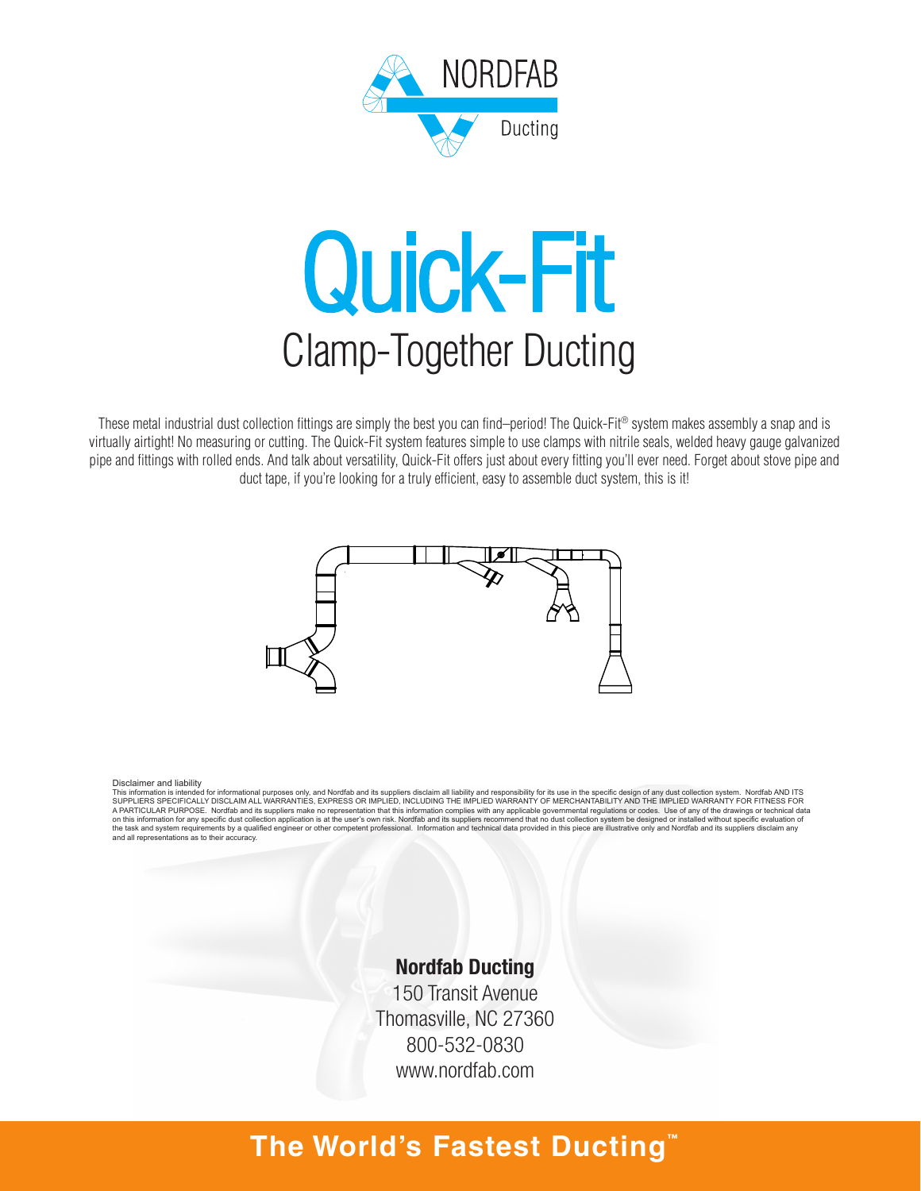NORDFAB

Ducting

# Quick-Fit

## Clamp-Together Ducting

These metal industrial dust collection fittings are simply the best you can find–period! The Quick-Fit® system makes assembly a snap and is virtually airtight! No measuring or cutting. The Quick-Fit system features simple to use clamps with nitrile seals, welded heavy gauge galvanized pipe and fittings with rolled ends. And talk about versatility, Quick-Fit offers just about every fitting you'll ever need. Forget about stove pipe and duct tape, if you're looking for a truly efficient, easy to assemble duct system, this is it!

Disclaimer and liability

This information is intended for informational purposes only, and Nordfab and its suppliers disclaim all liability and responsibility for its use in the specific design of any dust collection system. Nordfab AND ITS SUPPLIERS SPECIFICALLY DISCLAIM ALL WARRANTIES, EXPRESS OR IMPLIED, INCLUDING THE IMPLIED WARRANTY OF MERCHANTABILITY AND THE IMPLIED WARRANTY FOR FITNESS FOR A PARTICULAR PURPOSE. Nordfab and its suppliers make no representation that this information complies with any applicable governmental regulations or codes. Use of any of the drawings or technical data on this information for any specific dust collection application is at the user's own risk. Nordfab and its suppliers recommend that no dust collection system be designed or installed without specific evaluation of the task and system requirements by a qualified engineer or other competent professional. Information and technical data provided in this piece are illustrative only and Nordfab and its suppliers disclaim any and all representations as to their accuracy.

**Nordfab Ducting**
150 Transit Avenue
Thomasville, NC 27360
800-532-0830
www.nordfab.com

**The World's Fastest Ducting™**